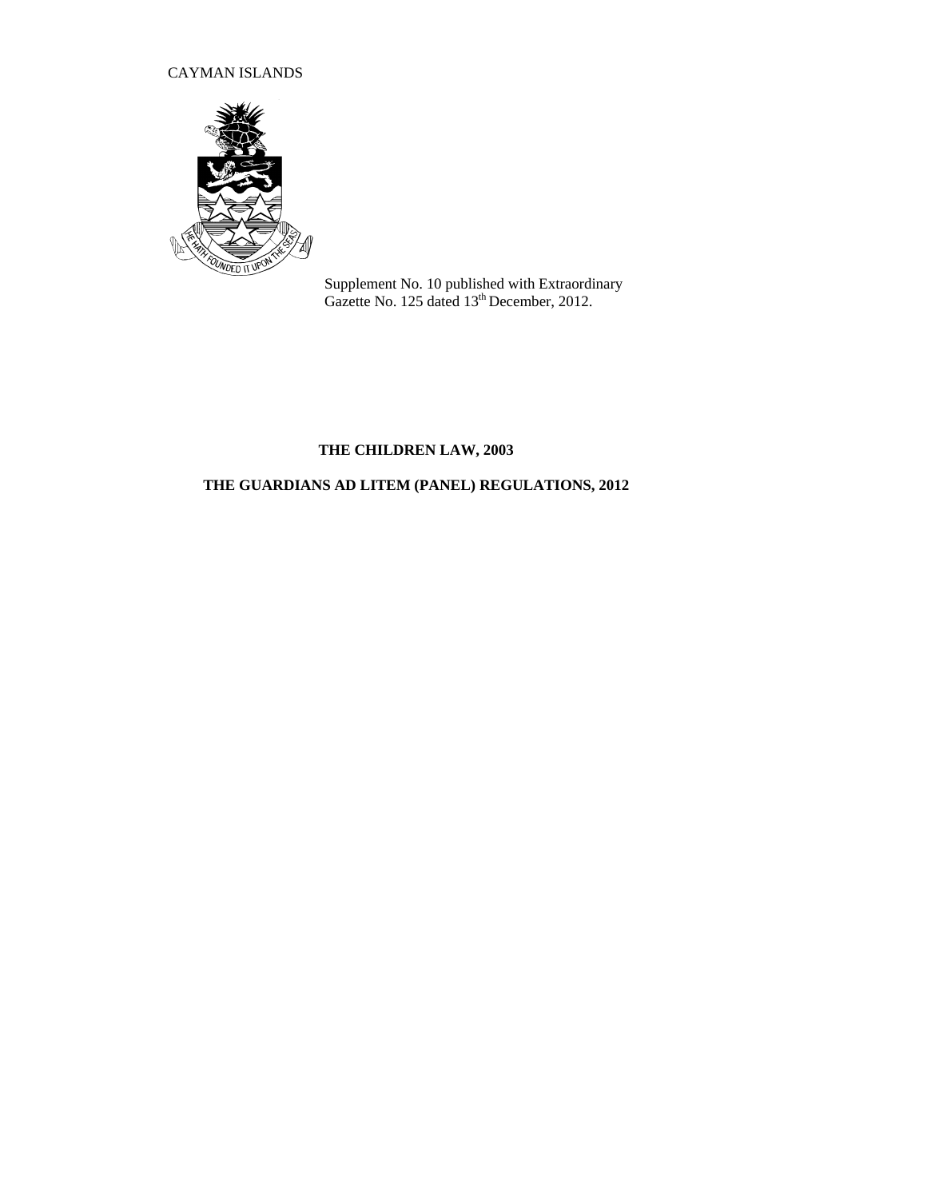CAYMAN ISLANDS

Supplement No. 10 published with Extraordinary Gazette No. 125 dated 13th December, 2012.

# THE CHILDREN LAW, 2003

# THE GUARDIANS AD LITEM (PANEL) REGULATIONS, 2012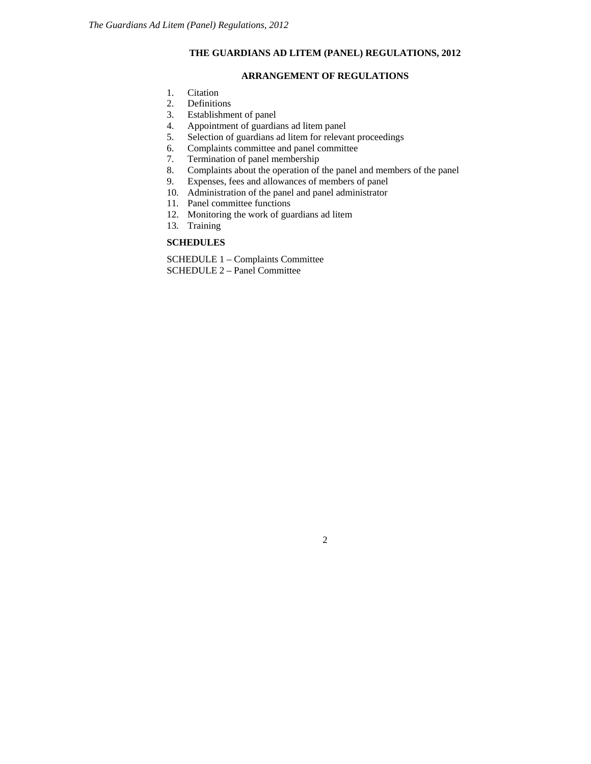# THE GUARDIANS AD LITEM (PANEL) REGULATIONS, 2012

## ARRANGEMENT OF REGULATIONS

1. Citation
2. Definitions
3. Establishment of panel
4. Appointment of guardians ad litem panel
5. Selection of guardians ad litem for relevant proceedings
6. Complaints committee and panel committee
7. Termination of panel membership
8. Complaints about the operation of the panel and members of the panel
9. Expenses, fees and allowances of members of panel
10. Administration of the panel and panel administrator
11. Panel committee functions
12. Monitoring the work of guardians ad litem
13. Training

**SCHEDULES**

SCHEDULE 1 – Complaints Committee
SCHEDULE 2 – Panel Committee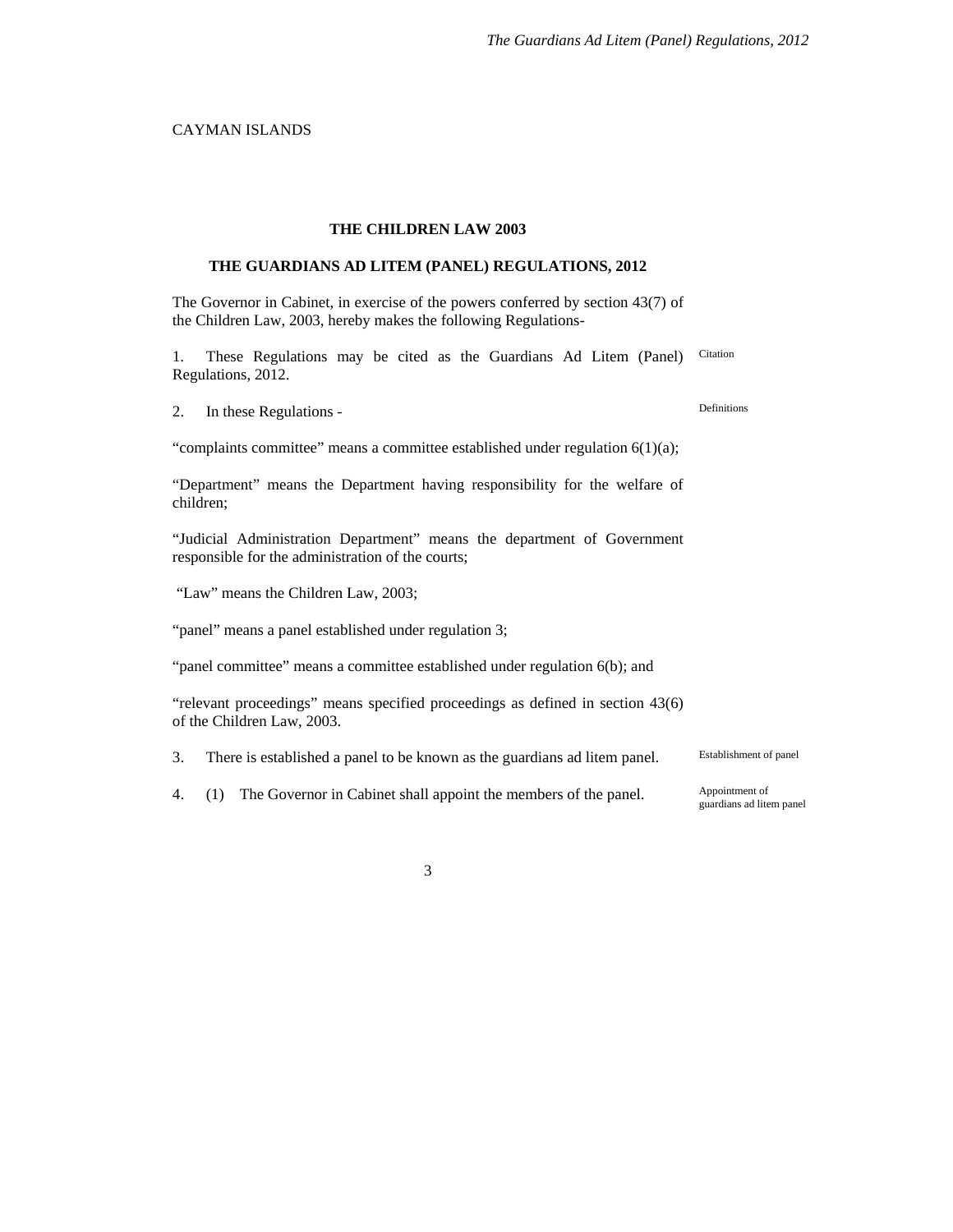CAYMAN ISLANDS

**THE CHILDREN LAW 2003**

**THE GUARDIANS AD LITEM (PANEL) REGULATIONS, 2012**

The Governor in Cabinet, in exercise of the powers conferred by section 43(7) of the Children Law, 2003, hereby makes the following Regulations-

*Citation*

1. These Regulations may be cited as the Guardians Ad Litem (Panel) Regulations, 2012.

*Definitions*

2. In these Regulations -

"complaints committee" means a committee established under regulation 6(1)(a);

"Department" means the Department having responsibility for the welfare of children;

"Judicial Administration Department" means the department of Government responsible for the administration of the courts;

"Law" means the Children Law, 2003;

"panel" means a panel established under regulation 3;

"panel committee" means a committee established under regulation 6(b); and

"relevant proceedings" means specified proceedings as defined in section 43(6) of the Children Law, 2003.

*Establishment of panel*

3. There is established a panel to be known as the guardians ad litem panel.

*Appointment of guardians ad litem panel*

4. (1) The Governor in Cabinet shall appoint the members of the panel.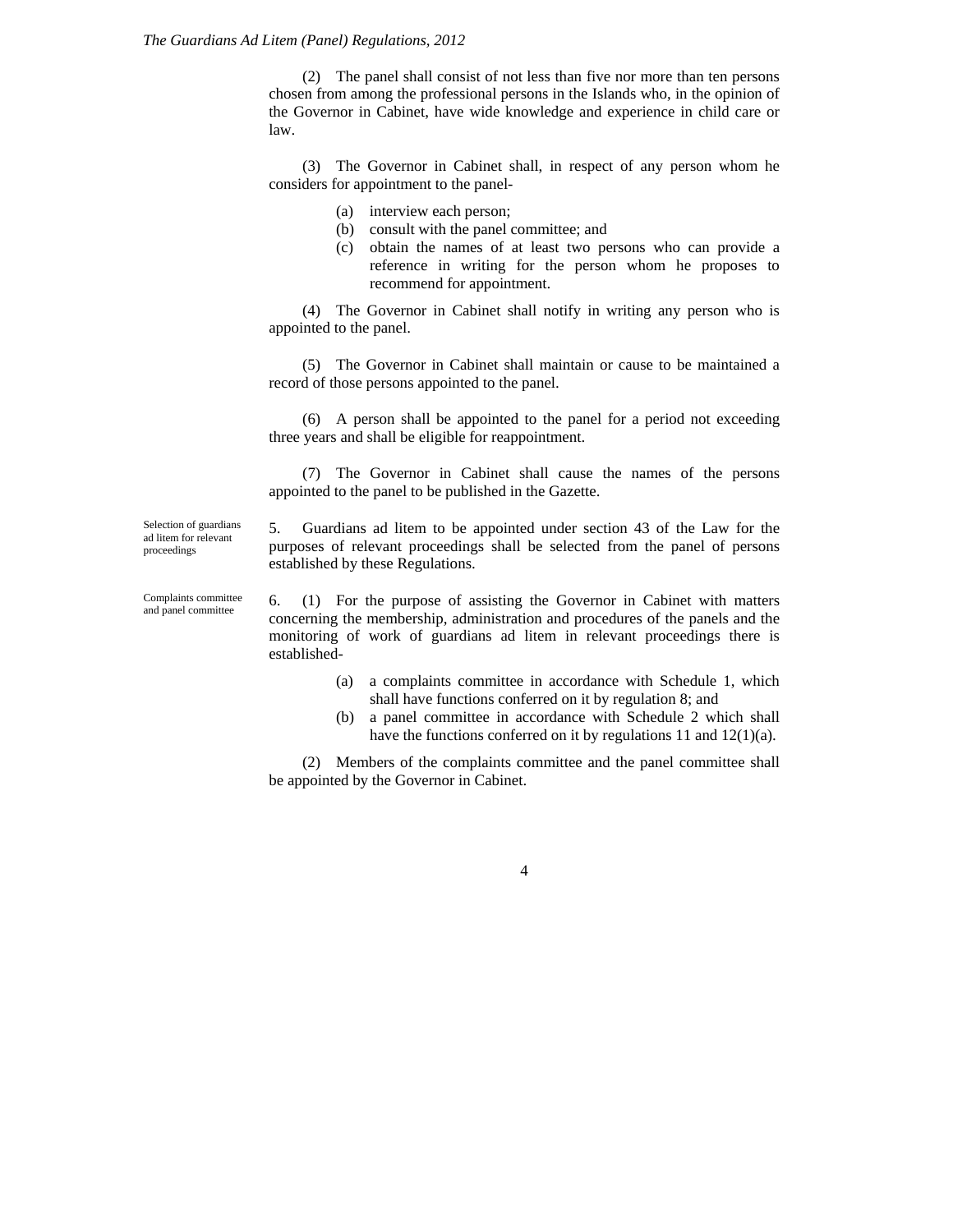(2) The panel shall consist of not less than five nor more than ten persons chosen from among the professional persons in the Islands who, in the opinion of the Governor in Cabinet, have wide knowledge and experience in child care or law.

(3) The Governor in Cabinet shall, in respect of any person whom he considers for appointment to the panel-

(a) interview each person;
(b) consult with the panel committee; and
(c) obtain the names of at least two persons who can provide a reference in writing for the person whom he proposes to recommend for appointment.

(4) The Governor in Cabinet shall notify in writing any person who is appointed to the panel.

(5) The Governor in Cabinet shall maintain or cause to be maintained a record of those persons appointed to the panel.

(6) A person shall be appointed to the panel for a period not exceeding three years and shall be eligible for reappointment.

(7) The Governor in Cabinet shall cause the names of the persons appointed to the panel to be published in the Gazette.

*Selection of guardians ad litem for relevant proceedings*

5. Guardians ad litem to be appointed under section 43 of the Law for the purposes of relevant proceedings shall be selected from the panel of persons established by these Regulations.

*Complaints committee and panel committee*

6. (1) For the purpose of assisting the Governor in Cabinet with matters concerning the membership, administration and procedures of the panels and the monitoring of work of guardians ad litem in relevant proceedings there is established-

(a) a complaints committee in accordance with Schedule 1, which shall have functions conferred on it by regulation 8; and
(b) a panel committee in accordance with Schedule 2 which shall have the functions conferred on it by regulations 11 and 12(1)(a).

(2) Members of the complaints committee and the panel committee shall be appointed by the Governor in Cabinet.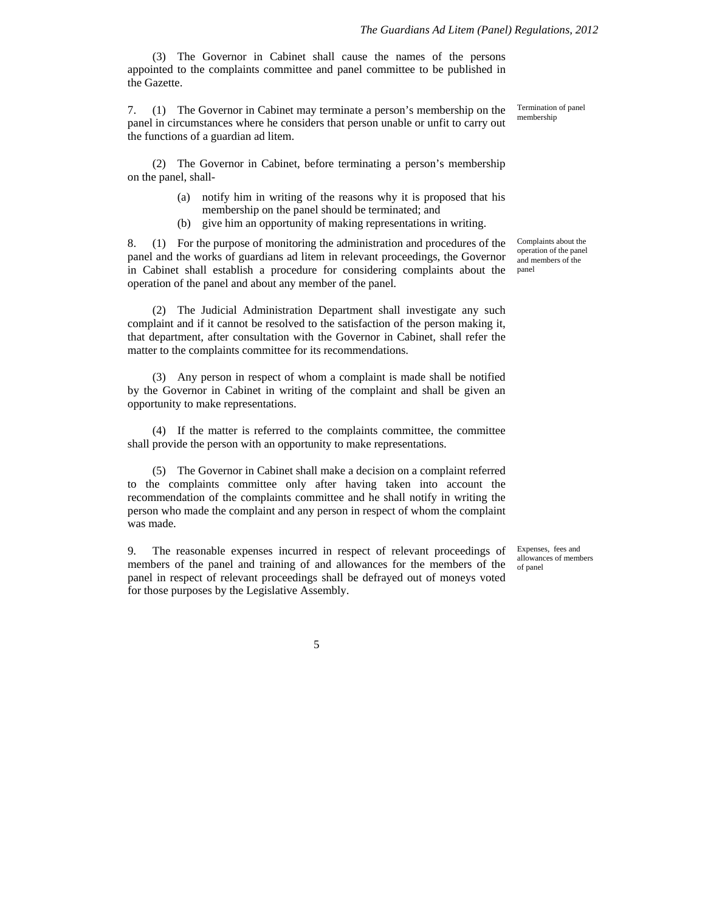(3) The Governor in Cabinet shall cause the names of the persons appointed to the complaints committee and panel committee to be published in the Gazette.

*Termination of panel membership*

7. (1) The Governor in Cabinet may terminate a person's membership on the panel in circumstances where he considers that person unable or unfit to carry out the functions of a guardian ad litem.

(2) The Governor in Cabinet, before terminating a person's membership on the panel, shall-

(a) notify him in writing of the reasons why it is proposed that his membership on the panel should be terminated; and

(b) give him an opportunity of making representations in writing.

*Complaints about the operation of the panel and members of the panel*

8. (1) For the purpose of monitoring the administration and procedures of the panel and the works of guardians ad litem in relevant proceedings, the Governor in Cabinet shall establish a procedure for considering complaints about the operation of the panel and about any member of the panel.

(2) The Judicial Administration Department shall investigate any such complaint and if it cannot be resolved to the satisfaction of the person making it, that department, after consultation with the Governor in Cabinet, shall refer the matter to the complaints committee for its recommendations.

(3) Any person in respect of whom a complaint is made shall be notified by the Governor in Cabinet in writing of the complaint and shall be given an opportunity to make representations.

(4) If the matter is referred to the complaints committee, the committee shall provide the person with an opportunity to make representations.

(5) The Governor in Cabinet shall make a decision on a complaint referred to the complaints committee only after having taken into account the recommendation of the complaints committee and he shall notify in writing the person who made the complaint and any person in respect of whom the complaint was made.

*Expenses, fees and allowances of members of panel*

9. The reasonable expenses incurred in respect of relevant proceedings of members of the panel and training of and allowances for the members of the panel in respect of relevant proceedings shall be defrayed out of moneys voted for those purposes by the Legislative Assembly.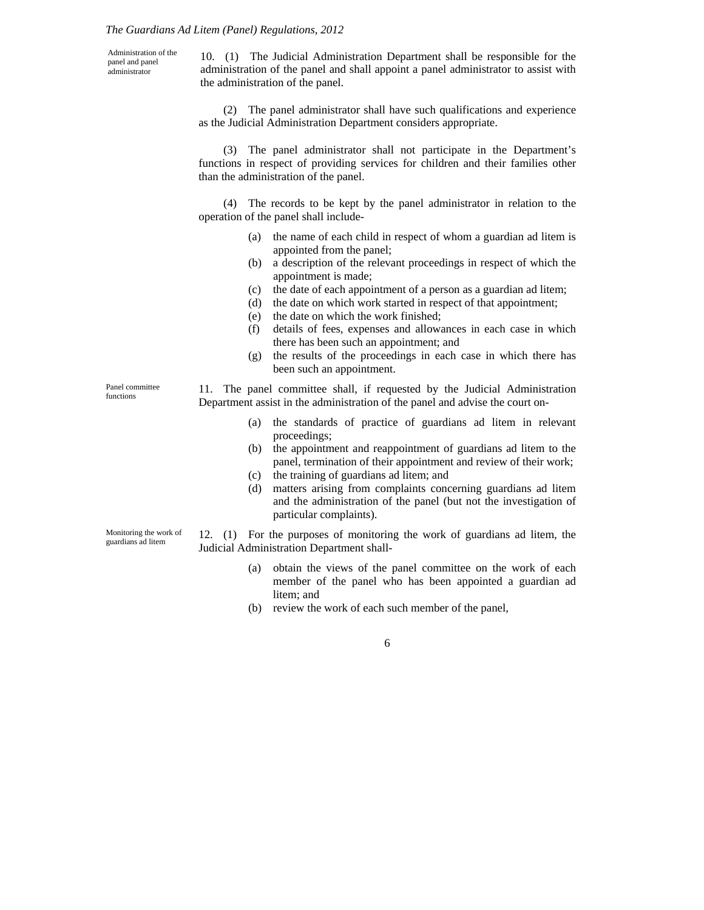**Administration of the panel and panel administrator**

10. (1) The Judicial Administration Department shall be responsible for the administration of the panel and shall appoint a panel administrator to assist with the administration of the panel.

(2) The panel administrator shall have such qualifications and experience as the Judicial Administration Department considers appropriate.

(3) The panel administrator shall not participate in the Department's functions in respect of providing services for children and their families other than the administration of the panel.

(4) The records to be kept by the panel administrator in relation to the operation of the panel shall include-

- (a) the name of each child in respect of whom a guardian ad litem is appointed from the panel;
- (b) a description of the relevant proceedings in respect of which the appointment is made;
- (c) the date of each appointment of a person as a guardian ad litem;
- (d) the date on which work started in respect of that appointment;
- (e) the date on which the work finished;
- (f) details of fees, expenses and allowances in each case in which there has been such an appointment; and
- (g) the results of the proceedings in each case in which there has been such an appointment.

**Panel committee functions**

11. The panel committee shall, if requested by the Judicial Administration Department assist in the administration of the panel and advise the court on-

- (a) the standards of practice of guardians ad litem in relevant proceedings;
- (b) the appointment and reappointment of guardians ad litem to the panel, termination of their appointment and review of their work;
- (c) the training of guardians ad litem; and
- (d) matters arising from complaints concerning guardians ad litem and the administration of the panel (but not the investigation of particular complaints).

**Monitoring the work of guardians ad litem**

12. (1) For the purposes of monitoring the work of guardians ad litem, the Judicial Administration Department shall-

- (a) obtain the views of the panel committee on the work of each member of the panel who has been appointed a guardian ad litem; and
- (b) review the work of each such member of the panel,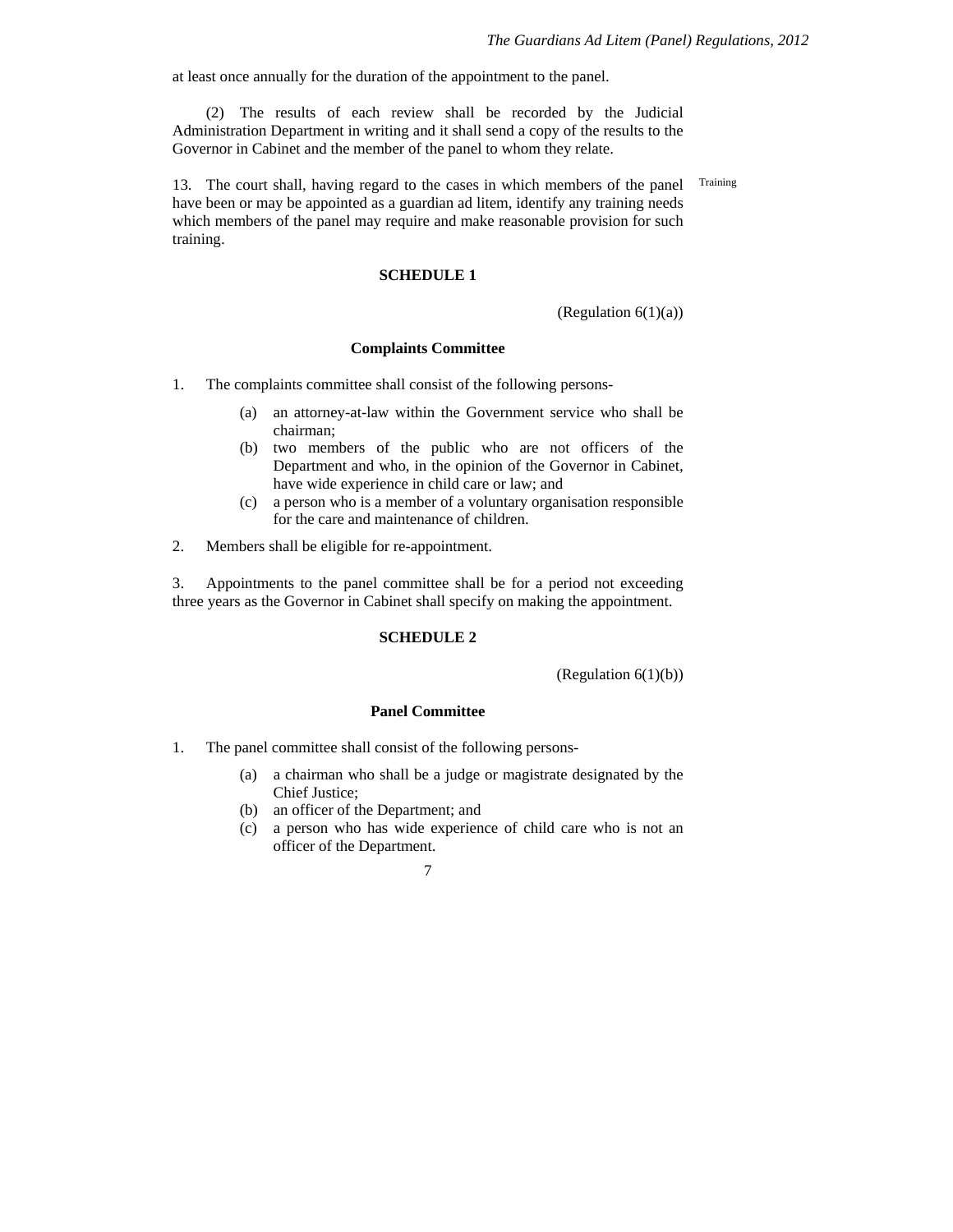at least once annually for the duration of the appointment to the panel.

(2) The results of each review shall be recorded by the Judicial Administration Department in writing and it shall send a copy of the results to the Governor in Cabinet and the member of the panel to whom they relate.

13. The court shall, having regard to the cases in which members of the panel have been or may be appointed as a guardian ad litem, identify any training needs which members of the panel may require and make reasonable provision for such training. *Training*

## SCHEDULE 1

(Regulation 6(1)(a))

### Complaints Committee

1. The complaints committee shall consist of the following persons-

   (a) an attorney-at-law within the Government service who shall be chairman;
   (b) two members of the public who are not officers of the Department and who, in the opinion of the Governor in Cabinet, have wide experience in child care or law; and
   (c) a person who is a member of a voluntary organisation responsible for the care and maintenance of children.

2. Members shall be eligible for re-appointment.

3. Appointments to the panel committee shall be for a period not exceeding three years as the Governor in Cabinet shall specify on making the appointment.

## SCHEDULE 2

(Regulation 6(1)(b))

### Panel Committee

1. The panel committee shall consist of the following persons-

   (a) a chairman who shall be a judge or magistrate designated by the Chief Justice;
   (b) an officer of the Department; and
   (c) a person who has wide experience of child care who is not an officer of the Department.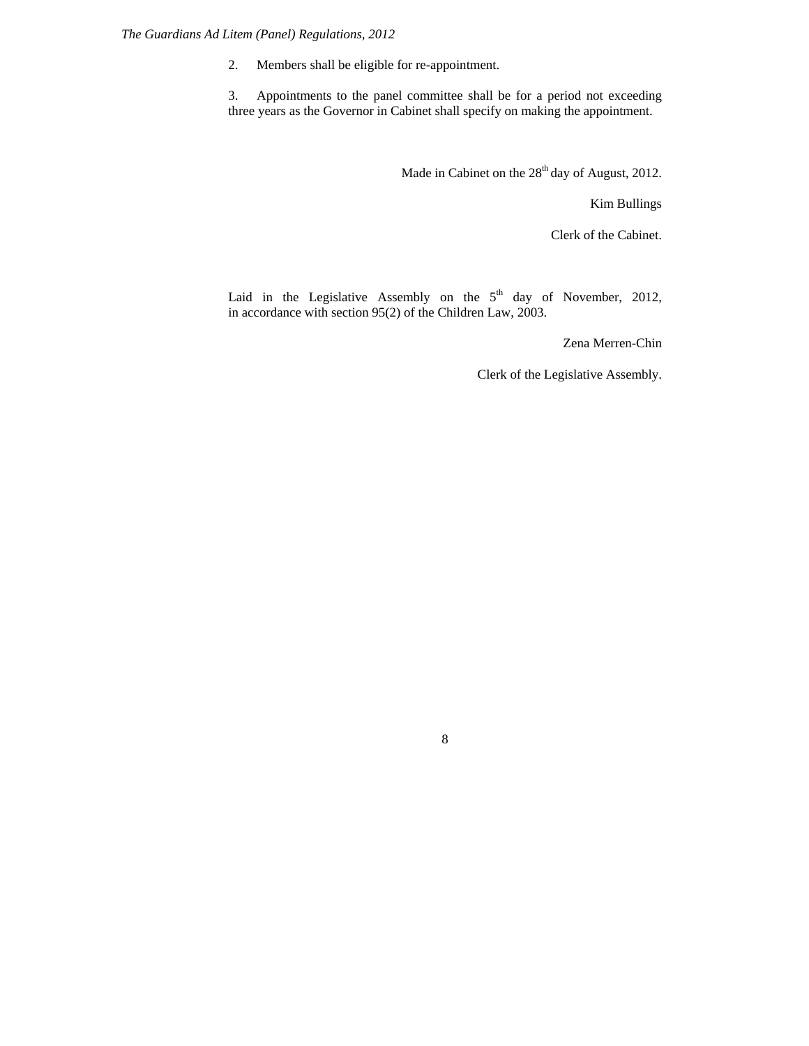2. Members shall be eligible for re-appointment.

3. Appointments to the panel committee shall be for a period not exceeding three years as the Governor in Cabinet shall specify on making the appointment.

Made in Cabinet on the 28th day of August, 2012.

Kim Bullings

Clerk of the Cabinet.

Laid in the Legislative Assembly on the 5th day of November, 2012, in accordance with section 95(2) of the Children Law, 2003.

Zena Merren-Chin

Clerk of the Legislative Assembly.